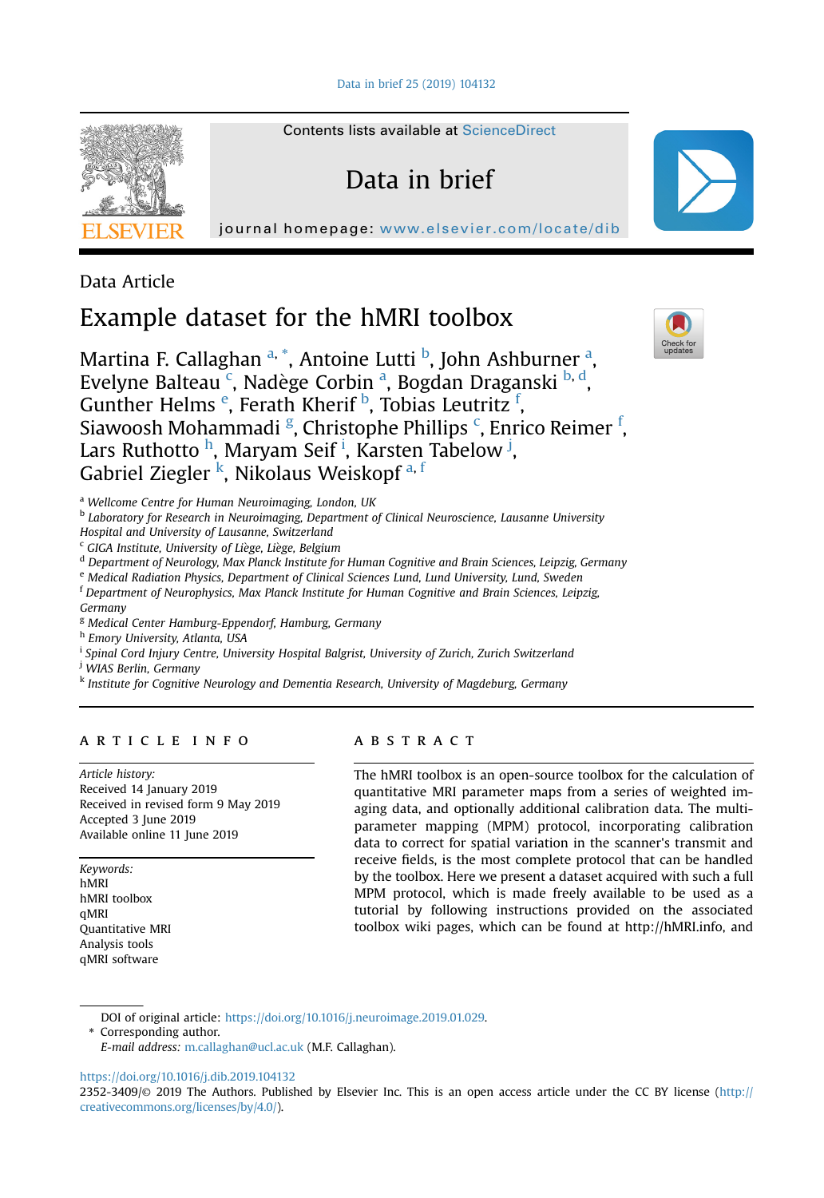Data Article

# Example dataset for the hMRI toolbox

Martina F. Callaghan [a,*], Antoine Lutti [b], John Ashburner [a], Evelyne Balteau [c], Nadège Corbin [a], Bogdan Draganski [b,d], Gunther Helms [e], Ferath Kherif [b], Tobias Leutritz [f], Siawoosh Mohammadi [g], Christophe Phillips [c], Enrico Reimer [f], Lars Ruthotto [h], Maryam Seif [i], Karsten Tabelow [j], Gabriel Ziegler [k], Nikolaus Weiskopf [a,f]

[a] *Wellcome Centre for Human Neuroimaging, London, UK*
[b] *Laboratory for Research in Neuroimaging, Department of Clinical Neuroscience, Lausanne University Hospital and University of Lausanne, Switzerland*
[c] *GIGA Institute, University of Liège, Liège, Belgium*
[d] *Department of Neurology, Max Planck Institute for Human Cognitive and Brain Sciences, Leipzig, Germany*
[e] *Medical Radiation Physics, Department of Clinical Sciences Lund, Lund University, Lund, Sweden*
[f] *Department of Neurophysics, Max Planck Institute for Human Cognitive and Brain Sciences, Leipzig, Germany*
[g] *Medical Center Hamburg-Eppendorf, Hamburg, Germany*
[h] *Emory University, Atlanta, USA*
[i] *Spinal Cord Injury Centre, University Hospital Balgrist, University of Zurich, Zurich Switzerland*
[j] *WIAS Berlin, Germany*
[k] *Institute for Cognitive Neurology and Dementia Research, University of Magdeburg, Germany*

## ARTICLE INFO

*Article history:*
Received 14 January 2019
Received in revised form 9 May 2019
Accepted 3 June 2019
Available online 11 June 2019

*Keywords:*
hMRI
hMRI toolbox
qMRI
Quantitative MRI
Analysis tools
qMRI software

## ABSTRACT

The hMRI toolbox is an open-source toolbox for the calculation of quantitative MRI parameter maps from a series of weighted imaging data, and optionally additional calibration data. The multi-parameter mapping (MPM) protocol, incorporating calibration data to correct for spatial variation in the scanner's transmit and receive fields, is the most complete protocol that can be handled by the toolbox. Here we present a dataset acquired with such a full MPM protocol, which is made freely available to be used as a tutorial by following instructions provided on the associated toolbox wiki pages, which can be found at http://hMRI.info, and

DOI of original article: https://doi.org/10.1016/j.neuroimage.2019.01.029.
\* Corresponding author.
*E-mail address:* m.callaghan@ucl.ac.uk (M.F. Callaghan).

https://doi.org/10.1016/j.dib.2019.104132
2352-3409/© 2019 The Authors. Published by Elsevier Inc. This is an open access article under the CC BY license (http://creativecommons.org/licenses/by/4.0/).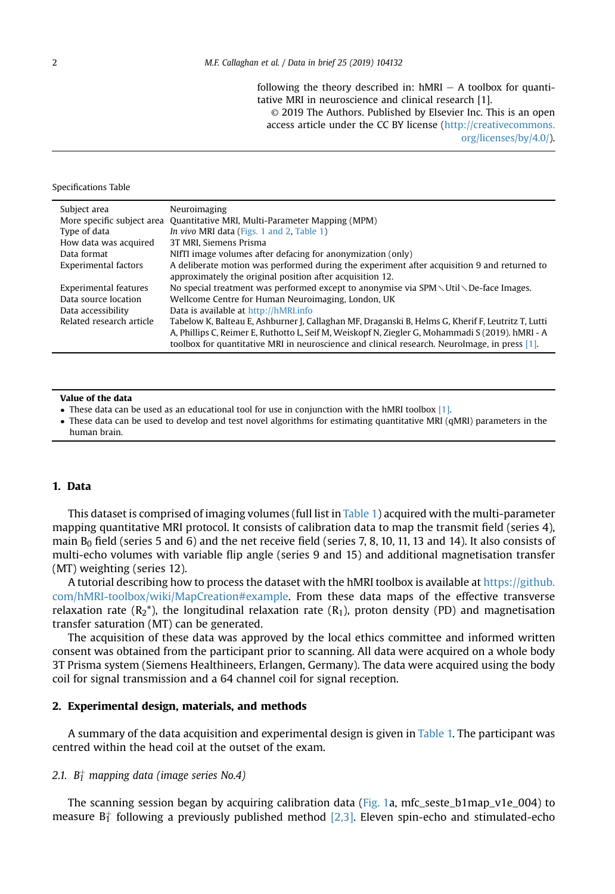following the theory described in: hMRI – A toolbox for quantitative MRI in neuroscience and clinical research [1].

© 2019 The Authors. Published by Elsevier Inc. This is an open access article under the CC BY license (http://creativecommons.org/licenses/by/4.0/).

Specifications Table

| | |
|---|---|
| Subject area | Neuroimaging |
| More specific subject area | Quantitative MRI, Multi-Parameter Mapping (MPM) |
| Type of data | *In vivo* MRI data (Figs. 1 and 2, Table 1) |
| How data was acquired | 3T MRI, Siemens Prisma |
| Data format | NIfTI image volumes after defacing for anonymization (only) |
| Experimental factors | A deliberate motion was performed during the experiment after acquisition 9 and returned to approximately the original position after acquisition 12. |
| Experimental features | No special treatment was performed except to anonymise via SPM∖Util∖De-face Images. |
| Data source location | Wellcome Centre for Human Neuroimaging, London, UK |
| Data accessibility | Data is available at http://hMRI.info |
| Related research article | Tabelow K, Balteau E, Ashburner J, Callaghan MF, Draganski B, Helms G, Kherif F, Leutritz T, Lutti A, Phillips C, Reimer E, Ruthotto L, Seif M, Weiskopf N, Ziegler G, Mohammadi S (2019). hMRI - A toolbox for quantitative MRI in neuroscience and clinical research. NeuroImage, in press [1]. |

**Value of the data**

- These data can be used as an educational tool for use in conjunction with the hMRI toolbox [1].
- These data can be used to develop and test novel algorithms for estimating quantitative MRI (qMRI) parameters in the human brain.

## 1. Data

This dataset is comprised of imaging volumes (full list in Table 1) acquired with the multi-parameter mapping quantitative MRI protocol. It consists of calibration data to map the transmit field (series 4), main $B_0$ field (series 5 and 6) and the net receive field (series 7, 8, 10, 11, 13 and 14). It also consists of multi-echo volumes with variable flip angle (series 9 and 15) and additional magnetisation transfer (MT) weighting (series 12).

A tutorial describing how to process the dataset with the hMRI toolbox is available at https://github.com/hMRI-toolbox/wiki/MapCreation#example. From these data maps of the effective transverse relaxation rate ($R_2^*$), the longitudinal relaxation rate ($R_1$), proton density (PD) and magnetisation transfer saturation (MT) can be generated.

The acquisition of these data was approved by the local ethics committee and informed written consent was obtained from the participant prior to scanning. All data were acquired on a whole body 3T Prisma system (Siemens Healthineers, Erlangen, Germany). The data were acquired using the body coil for signal transmission and a 64 channel coil for signal reception.

## 2. Experimental design, materials, and methods

A summary of the data acquisition and experimental design is given in Table 1. The participant was centred within the head coil at the outset of the exam.

### 2.1. $B_1^+$ mapping data (image series No.4)

The scanning session began by acquiring calibration data (Fig. 1a, mfc_seste_b1map_v1e_004) to measure $B_1^+$ following a previously published method [2,3]. Eleven spin-echo and stimulated-echo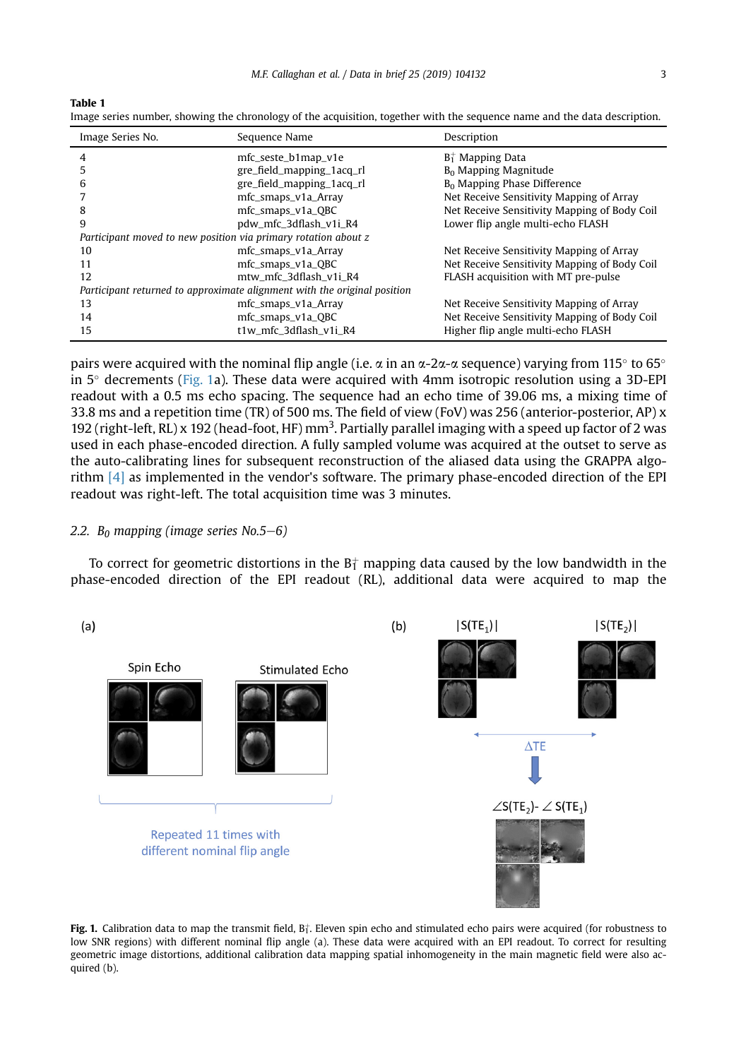**Table 1**
Image series number, showing the chronology of the acquisition, together with the sequence name and the data description.

| Image Series No. | Sequence Name | Description |
|---|---|---|
| 4 | mfc_seste_b1map_v1e | $B_1^+$ Mapping Data |
| 5 | gre_field_mapping_1acq_rl | $B_0$ Mapping Magnitude |
| 6 | gre_field_mapping_1acq_rl | $B_0$ Mapping Phase Difference |
| 7 | mfc_smaps_v1a_Array | Net Receive Sensitivity Mapping of Array |
| 8 | mfc_smaps_v1a_QBC | Net Receive Sensitivity Mapping of Body Coil |
| 9 | pdw_mfc_3dflash_v1i_R4 | Lower flip angle multi-echo FLASH |
| *Participant moved to new position via primary rotation about z* | | |
| 10 | mfc_smaps_v1a_Array | Net Receive Sensitivity Mapping of Array |
| 11 | mfc_smaps_v1a_QBC | Net Receive Sensitivity Mapping of Body Coil |
| 12 | mtw_mfc_3dflash_v1i_R4 | FLASH acquisition with MT pre-pulse |
| *Participant returned to approximate alignment with the original position* | | |
| 13 | mfc_smaps_v1a_Array | Net Receive Sensitivity Mapping of Array |
| 14 | mfc_smaps_v1a_QBC | Net Receive Sensitivity Mapping of Body Coil |
| 15 | t1w_mfc_3dflash_v1i_R4 | Higher flip angle multi-echo FLASH |

pairs were acquired with the nominal flip angle (i.e. $\alpha$ in an $\alpha$-$2\alpha$-$\alpha$ sequence) varying from 115° to 65° in 5° decrements (Fig. 1a). These data were acquired with 4mm isotropic resolution using a 3D-EPI readout with a 0.5 ms echo spacing. The sequence had an echo time of 39.06 ms, a mixing time of 33.8 ms and a repetition time (TR) of 500 ms. The field of view (FoV) was 256 (anterior-posterior, AP) x 192 (right-left, RL) x 192 (head-foot, HF) $mm^3$. Partially parallel imaging with a speed up factor of 2 was used in each phase-encoded direction. A fully sampled volume was acquired at the outset to serve as the auto-calibrating lines for subsequent reconstruction of the aliased data using the GRAPPA algorithm [4] as implemented in the vendor's software. The primary phase-encoded direction of the EPI readout was right-left. The total acquisition time was 3 minutes.

### 2.2. $B_0$ mapping (image series No.5–6)

To correct for geometric distortions in the $B_1^+$ mapping data caused by the low bandwidth in the phase-encoded direction of the EPI readout (RL), additional data were acquired to map the

**Fig. 1.** Calibration data to map the transmit field, $B_1^+$. Eleven spin echo and stimulated echo pairs were acquired (for robustness to low SNR regions) with different nominal flip angle (a). These data were acquired with an EPI readout. To correct for resulting geometric image distortions, additional calibration data mapping spatial inhomogeneity in the main magnetic field were also acquired (b).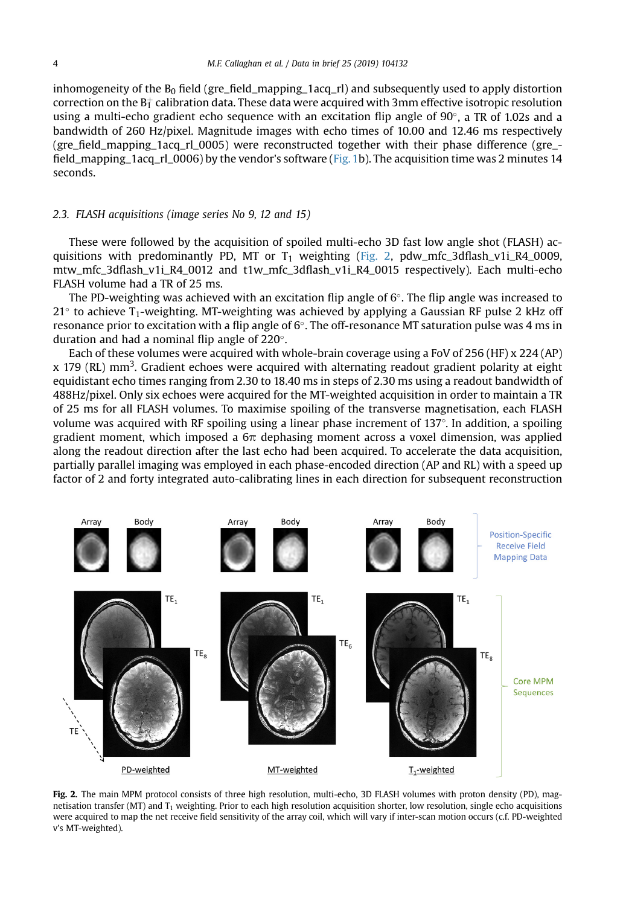inhomogeneity of the $B_0$ field (gre_field_mapping_1acq_rl) and subsequently used to apply distortion correction on the $B_1^+$ calibration data. These data were acquired with 3mm effective isotropic resolution using a multi-echo gradient echo sequence with an excitation flip angle of 90°, a TR of 1.02s and a bandwidth of 260 Hz/pixel. Magnitude images with echo times of 10.00 and 12.46 ms respectively (gre_field_mapping_1acq_rl_0005) were reconstructed together with their phase difference (gre_field_mapping_1acq_rl_0006) by the vendor's software (Fig. 1b). The acquisition time was 2 minutes 14 seconds.

### 2.3. FLASH acquisitions (image series No 9, 12 and 15)

These were followed by the acquisition of spoiled multi-echo 3D fast low angle shot (FLASH) acquisitions with predominantly PD, MT or $T_1$ weighting (Fig. 2, pdw_mfc_3dflash_v1i_R4_0009, mtw_mfc_3dflash_v1i_R4_0012 and t1w_mfc_3dflash_v1i_R4_0015 respectively). Each multi-echo FLASH volume had a TR of 25 ms.

The PD-weighting was achieved with an excitation flip angle of 6°. The flip angle was increased to 21° to achieve $T_1$-weighting. MT-weighting was achieved by applying a Gaussian RF pulse 2 kHz off resonance prior to excitation with a flip angle of 6°. The off-resonance MT saturation pulse was 4 ms in duration and had a nominal flip angle of 220°.

Each of these volumes were acquired with whole-brain coverage using a FoV of 256 (HF) x 224 (AP) x 179 (RL) $mm^3$. Gradient echoes were acquired with alternating readout gradient polarity at eight equidistant echo times ranging from 2.30 to 18.40 ms in steps of 2.30 ms using a readout bandwidth of 488Hz/pixel. Only six echoes were acquired for the MT-weighted acquisition in order to maintain a TR of 25 ms for all FLASH volumes. To maximise spoiling of the transverse magnetisation, each FLASH volume was acquired with RF spoiling using a linear phase increment of 137°. In addition, a spoiling gradient moment, which imposed a $6\pi$ dephasing moment across a voxel dimension, was applied along the readout direction after the last echo had been acquired. To accelerate the data acquisition, partially parallel imaging was employed in each phase-encoded direction (AP and RL) with a speed up factor of 2 and forty integrated auto-calibrating lines in each direction for subsequent reconstruction

**Fig. 2.** The main MPM protocol consists of three high resolution, multi-echo, 3D FLASH volumes with proton density (PD), magnetisation transfer (MT) and $T_1$ weighting. Prior to each high resolution acquisition shorter, low resolution, single echo acquisitions were acquired to map the net receive field sensitivity of the array coil, which will vary if inter-scan motion occurs (c.f. PD-weighted v's MT-weighted).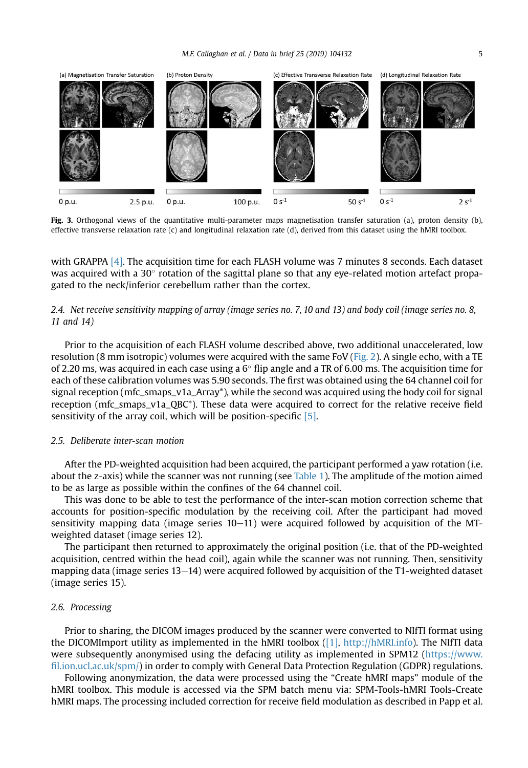Fig. 3. Orthogonal views of the quantitative multi-parameter maps magnetisation transfer saturation (a), proton density (b), effective transverse relaxation rate (c) and longitudinal relaxation rate (d), derived from this dataset using the hMRI toolbox.

with GRAPPA [4]. The acquisition time for each FLASH volume was 7 minutes 8 seconds. Each dataset was acquired with a 30° rotation of the sagittal plane so that any eye-related motion artefact propagated to the neck/inferior cerebellum rather than the cortex.

### 2.4. *Net receive sensitivity mapping of array (image series no. 7, 10 and 13) and body coil (image series no. 8, 11 and 14)*

Prior to the acquisition of each FLASH volume described above, two additional unaccelerated, low resolution (8 mm isotropic) volumes were acquired with the same FoV (Fig. 2). A single echo, with a TE of 2.20 ms, was acquired in each case using a 6° flip angle and a TR of 6.00 ms. The acquisition time for each of these calibration volumes was 5.90 seconds. The first was obtained using the 64 channel coil for signal reception (mfc_smaps_v1a_Array*), while the second was acquired using the body coil for signal reception (mfc_smaps_v1a_QBC*). These data were acquired to correct for the relative receive field sensitivity of the array coil, which will be position-specific [5].

### 2.5. *Deliberate inter-scan motion*

After the PD-weighted acquisition had been acquired, the participant performed a yaw rotation (i.e. about the z-axis) while the scanner was not running (see Table 1). The amplitude of the motion aimed to be as large as possible within the confines of the 64 channel coil.

This was done to be able to test the performance of the inter-scan motion correction scheme that accounts for position-specific modulation by the receiving coil. After the participant had moved sensitivity mapping data (image series 10–11) were acquired followed by acquisition of the MT-weighted dataset (image series 12).

The participant then returned to approximately the original position (i.e. that of the PD-weighted acquisition, centred within the head coil), again while the scanner was not running. Then, sensitivity mapping data (image series 13–14) were acquired followed by acquisition of the T1-weighted dataset (image series 15).

### 2.6. *Processing*

Prior to sharing, the DICOM images produced by the scanner were converted to NIfTI format using the DICOMImport utility as implemented in the hMRI toolbox ([1], http://hMRI.info). The NIfTI data were subsequently anonymised using the defacing utility as implemented in SPM12 (https://www.fil.ion.ucl.ac.uk/spm/) in order to comply with General Data Protection Regulation (GDPR) regulations.

Following anonymization, the data were processed using the "Create hMRI maps" module of the hMRI toolbox. This module is accessed via the SPM batch menu via: SPM-Tools-hMRI Tools-Create hMRI maps. The processing included correction for receive field modulation as described in Papp et al.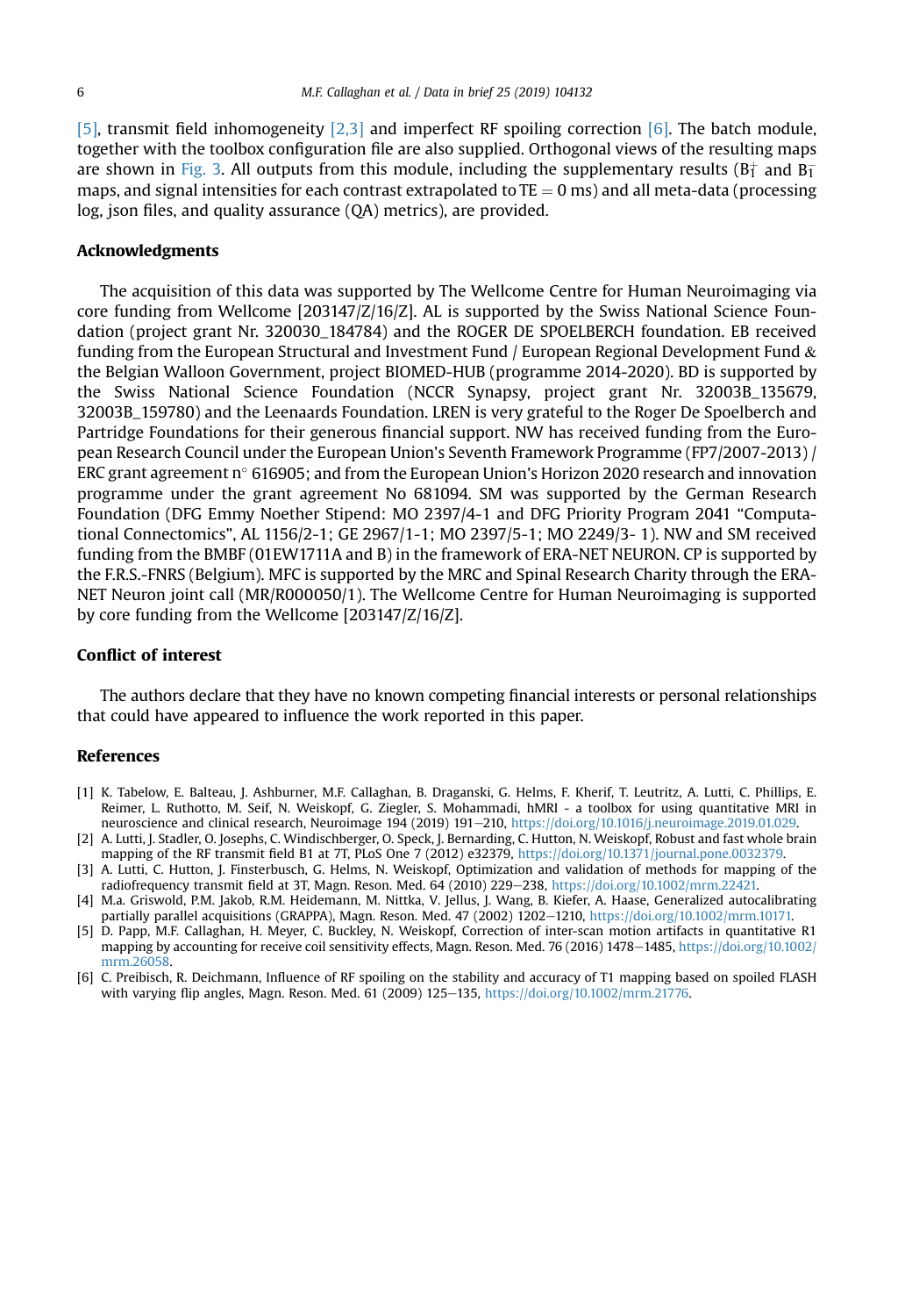[5], transmit field inhomogeneity [2,3] and imperfect RF spoiling correction [6]. The batch module, together with the toolbox configuration file are also supplied. Orthogonal views of the resulting maps are shown in Fig. 3. All outputs from this module, including the supplementary results ($B_1^+$ and $B_1^-$ maps, and signal intensities for each contrast extrapolated to TE = 0 ms) and all meta-data (processing log, json files, and quality assurance (QA) metrics), are provided.

## Acknowledgments

The acquisition of this data was supported by The Wellcome Centre for Human Neuroimaging via core funding from Wellcome [203147/Z/16/Z]. AL is supported by the Swiss National Science Foundation (project grant Nr. 320030_184784) and the ROGER DE SPOELBERCH foundation. EB received funding from the European Structural and Investment Fund / European Regional Development Fund & the Belgian Walloon Government, project BIOMED-HUB (programme 2014-2020). BD is supported by the Swiss National Science Foundation (NCCR Synapsy, project grant Nr. 32003B_135679, 32003B_159780) and the Leenaards Foundation. LREN is very grateful to the Roger De Spoelberch and Partridge Foundations for their generous financial support. NW has received funding from the European Research Council under the European Union's Seventh Framework Programme (FP7/2007-2013) / ERC grant agreement n° 616905; and from the European Union's Horizon 2020 research and innovation programme under the grant agreement No 681094. SM was supported by the German Research Foundation (DFG Emmy Noether Stipend: MO 2397/4-1 and DFG Priority Program 2041 "Computational Connectomics", AL 1156/2-1; GE 2967/1-1; MO 2397/5-1; MO 2249/3- 1). NW and SM received funding from the BMBF (01EW1711A and B) in the framework of ERA-NET NEURON. CP is supported by the F.R.S.-FNRS (Belgium). MFC is supported by the MRC and Spinal Research Charity through the ERA-NET Neuron joint call (MR/R000050/1). The Wellcome Centre for Human Neuroimaging is supported by core funding from the Wellcome [203147/Z/16/Z].

## Conflict of interest

The authors declare that they have no known competing financial interests or personal relationships that could have appeared to influence the work reported in this paper.

## References

[1] K. Tabelow, E. Balteau, J. Ashburner, M.F. Callaghan, B. Draganski, G. Helms, F. Kherif, T. Leutritz, A. Lutti, C. Phillips, E. Reimer, L. Ruthotto, M. Seif, N. Weiskopf, G. Ziegler, S. Mohammadi, hMRI - a toolbox for using quantitative MRI in neuroscience and clinical research, Neuroimage 194 (2019) 191–210, https://doi.org/10.1016/j.neuroimage.2019.01.029.

[2] A. Lutti, J. Stadler, O. Josephs, C. Windischberger, O. Speck, J. Bernarding, C. Hutton, N. Weiskopf, Robust and fast whole brain mapping of the RF transmit field B1 at 7T, PLoS One 7 (2012) e32379, https://doi.org/10.1371/journal.pone.0032379.

[3] A. Lutti, C. Hutton, J. Finsterbusch, G. Helms, N. Weiskopf, Optimization and validation of methods for mapping of the radiofrequency transmit field at 3T, Magn. Reson. Med. 64 (2010) 229–238, https://doi.org/10.1002/mrm.22421.

[4] M.a. Griswold, P.M. Jakob, R.M. Heidemann, M. Nittka, V. Jellus, J. Wang, B. Kiefer, A. Haase, Generalized autocalibrating partially parallel acquisitions (GRAPPA), Magn. Reson. Med. 47 (2002) 1202–1210, https://doi.org/10.1002/mrm.10171.

[5] D. Papp, M.F. Callaghan, H. Meyer, C. Buckley, N. Weiskopf, Correction of inter-scan motion artifacts in quantitative R1 mapping by accounting for receive coil sensitivity effects, Magn. Reson. Med. 76 (2016) 1478–1485, https://doi.org/10.1002/mrm.26058.

[6] C. Preibisch, R. Deichmann, Influence of RF spoiling on the stability and accuracy of T1 mapping based on spoiled FLASH with varying flip angles, Magn. Reson. Med. 61 (2009) 125–135, https://doi.org/10.1002/mrm.21776.